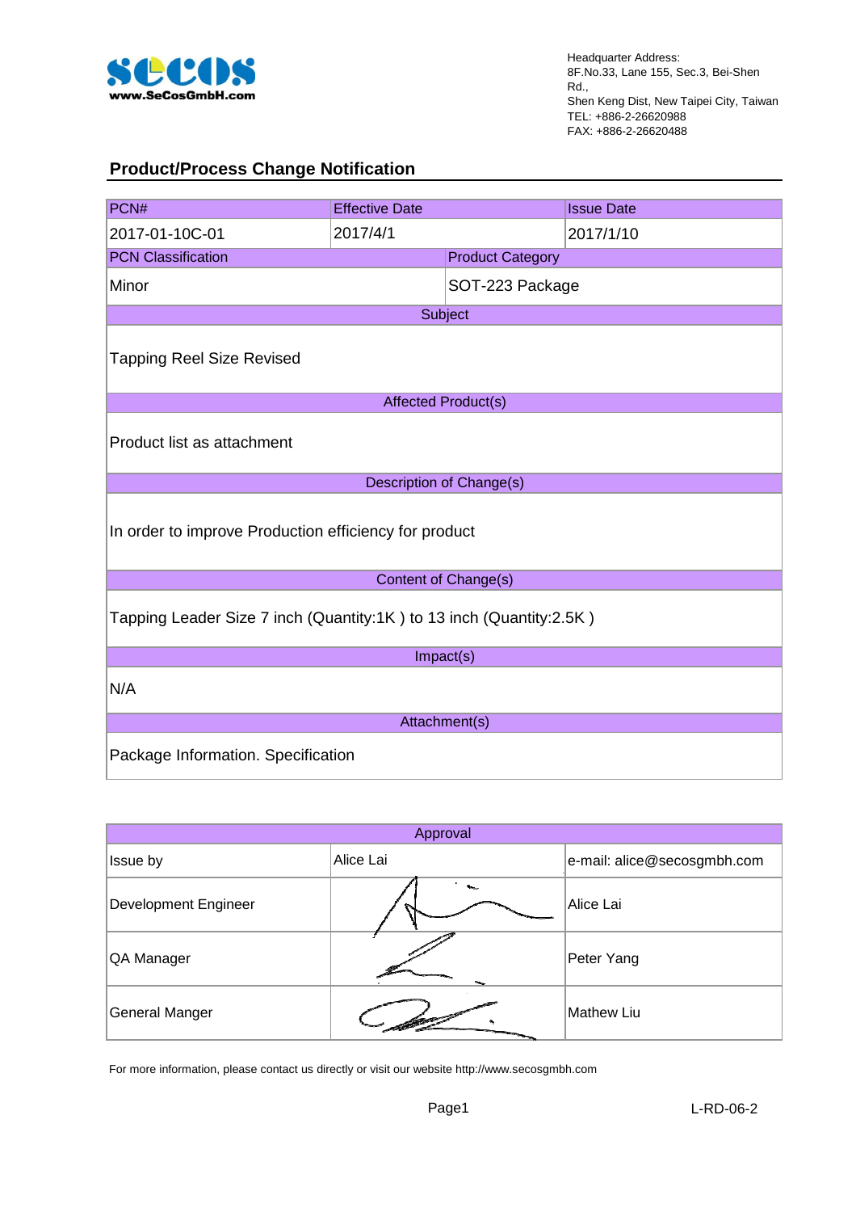www.SeCosGmbH.com

Headquarter Address:
8F.No.33, Lane 155, Sec.3, Bei-Shen Rd.,
Shen Keng Dist, New Taipei City, Taiwan
TEL: +886-2-26620988
FAX: +886-2-26620488

## Product/Process Change Notification

| PCN# | Effective Date | Issue Date |
| --- | --- | --- |
| 2017-01-10C-01 | 2017/4/1 | 2017/1/10 |

| PCN Classification | Product Category |
| --- | --- |
| Minor | SOT-223 Package |

| Subject |
| --- |
| Tapping Reel Size Revised |

| Affected Product(s) |
| --- |
| Product list as attachment |

| Description of Change(s) |
| --- |
| In order to improve Production efficiency for product |

| Content of Change(s) |
| --- |
| Tapping Leader Size 7 inch (Quantity:1K ) to 13 inch (Quantity:2.5K ) |

| Impact(s) |
| --- |
| N/A |

| Attachment(s) |
| --- |
| Package Information. Specification |

| Approval | | |
| --- | --- | --- |
| Issue by | Alice Lai | e-mail: alice@secosgmbh.com |
| Development Engineer | | Alice Lai |
| QA Manager | | Peter Yang |
| General Manger | | Mathew Liu |

For more information, please contact us directly or visit our website http://www.secosgmbh.com

L-RD-06-2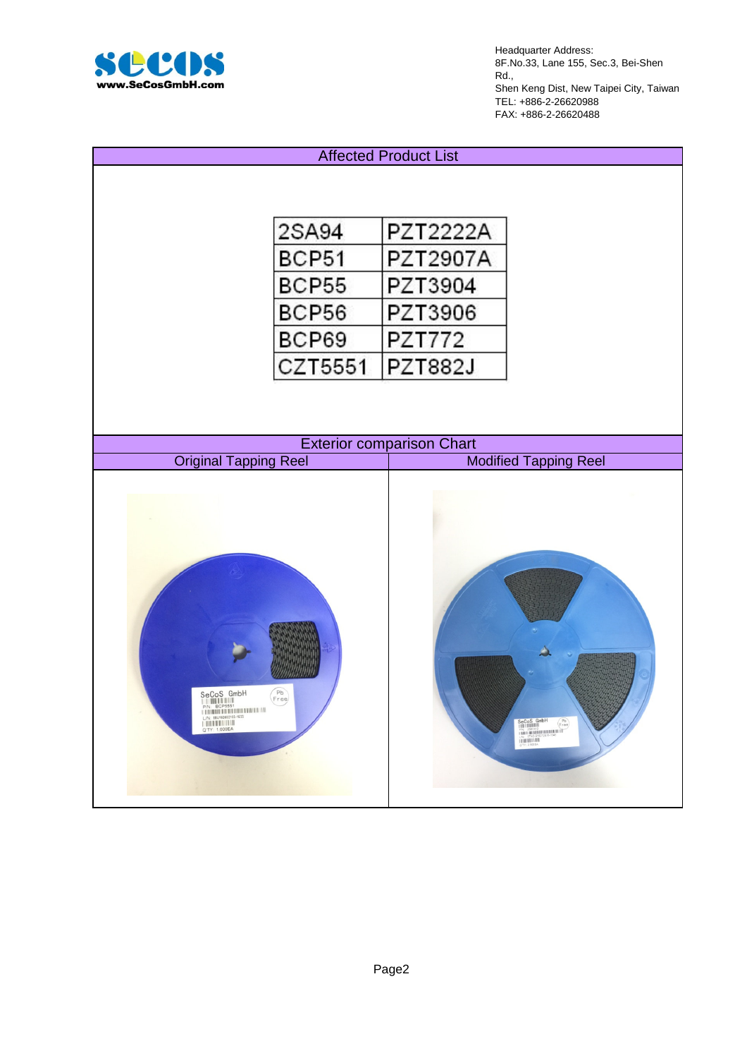Headquarter Address:
8F.No.33, Lane 155, Sec.3, Bei-Shen Rd.,
Shen Keng Dist, New Taipei City, Taiwan
TEL: +886-2-26620988
FAX: +886-2-26620488

## Affected Product List

| | |
|---|---|
| 2SA94 | PZT2222A |
| BCP51 | PZT2907A |
| BCP55 | PZT3904 |
| BCP56 | PZT3906 |
| BCP69 | PZT772 |
| CZT5551 | PZT882J |

## Exterior comparison Chart

| Original Tapping Reel | Modified Tapping Reel |
|---|---|
| | |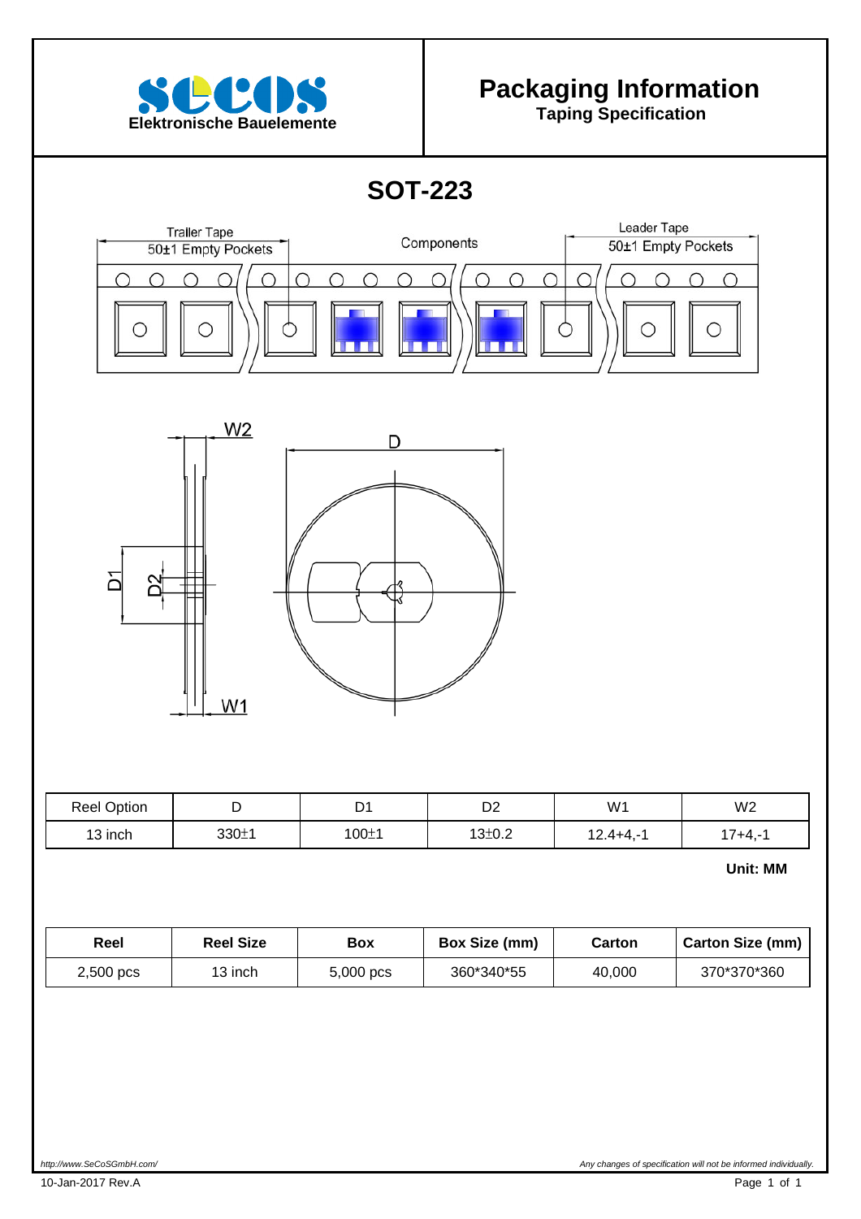Elektronische Bauelemente

# Packaging Information

**Taping Specification**

## SOT-223

Trailer Tape
50±1 Empty Pockets
Components
Leader Tape
50±1 Empty Pockets

W2
D
D1
D2
W1

| Reel Option | D | D1 | D2 | W1 | W2 |
|---|---|---|---|---|---|
| 13 inch | 330±1 | 100±1 | 13±0.2 | 12.4+4,-1 | 17+4,-1 |

**Unit: MM**

| **Reel** | **Reel Size** | **Box** | **Box Size (mm)** | **Carton** | **Carton Size (mm)** |
|---|---|---|---|---|---|
| 2,500 pcs | 13 inch | 5,000 pcs | 360*340*55 | 40,000 | 370*370*360 |

*http://www.SeCoSGmbH.com/*

*Any changes of specification will not be informed individually.*

10-Jan-2017 Rev.A